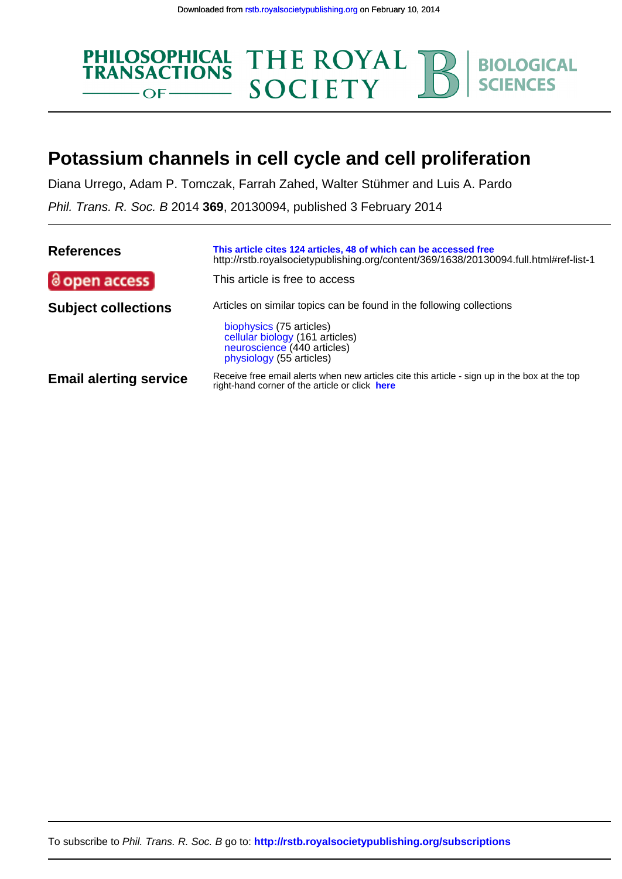Downloaded from rstb.royalsocietypublishing.org on February 10, 2014

PHILOSOPHICAL TRANSACTIONS OF THE ROYAL SOCIETY B | BIOLOGICAL SCIENCES

# Potassium channels in cell cycle and cell proliferation

Diana Urrego, Adam P. Tomczak, Farrah Zahed, Walter Stühmer and Luis A. Pardo

*Phil. Trans. R. Soc. B* 2014 **369**, 20130094, published 3 February 2014

**References** — **This article cites 124 articles, 48 of which can be accessed free**
http://rstb.royalsocietypublishing.org/content/369/1638/20130094.full.html#ref-list-1

**open access** — This article is free to access

**Subject collections** — Articles on similar topics can be found in the following collections

- biophysics (75 articles)
- cellular biology (161 articles)
- neuroscience (440 articles)
- physiology (55 articles)

**Email alerting service** — Receive free email alerts when new articles cite this article - sign up in the box at the top right-hand corner of the article or click **here**

To subscribe to *Phil. Trans. R. Soc. B* go to: **http://rstb.royalsocietypublishing.org/subscriptions**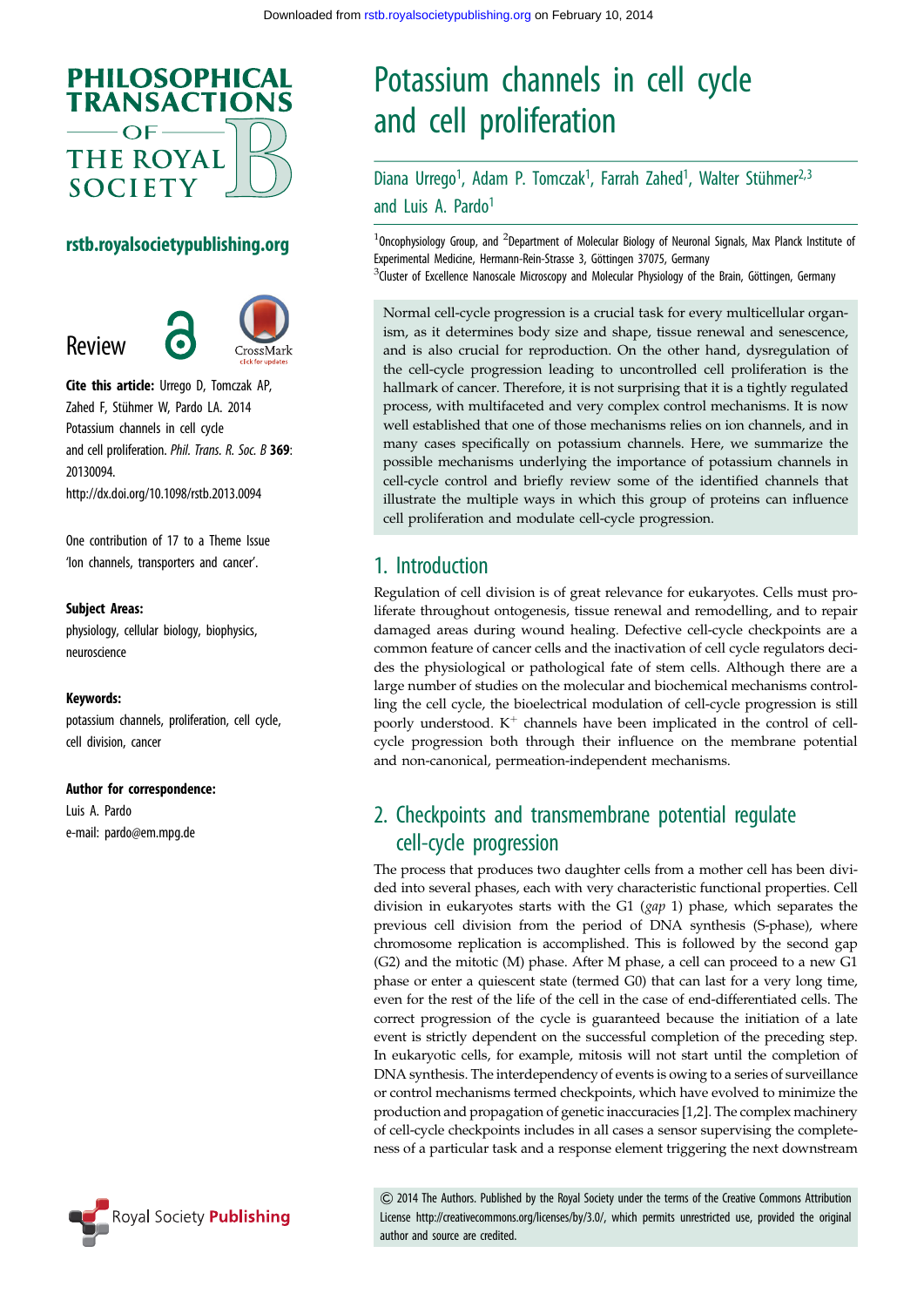# Potassium channels in cell cycle and cell proliferation

Diana Urrego[1], Adam P. Tomczak[1], Farrah Zahed[1], Walter Stühmer[2,3] and Luis A. Pardo[1]

[1]Oncophysiology Group, and [2]Department of Molecular Biology of Neuronal Signals, Max Planck Institute of Experimental Medicine, Hermann-Rein-Strasse 3, Göttingen 37075, Germany

[3]Cluster of Excellence Nanoscale Microscopy and Molecular Physiology of the Brain, Göttingen, Germany

Review

**Cite this article:** Urrego D, Tomczak AP, Zahed F, Stühmer W, Pardo LA. 2014 Potassium channels in cell cycle and cell proliferation. *Phil. Trans. R. Soc. B* **369**: 20130094. http://dx.doi.org/10.1098/rstb.2013.0094

One contribution of 17 to a Theme Issue 'Ion channels, transporters and cancer'.

**Subject Areas:**
physiology, cellular biology, biophysics, neuroscience

**Keywords:**
potassium channels, proliferation, cell cycle, cell division, cancer

**Author for correspondence:**
Luis A. Pardo
e-mail: pardo@em.mpg.de

Normal cell-cycle progression is a crucial task for every multicellular organism, as it determines body size and shape, tissue renewal and senescence, and is also crucial for reproduction. On the other hand, dysregulation of the cell-cycle progression leading to uncontrolled cell proliferation is the hallmark of cancer. Therefore, it is not surprising that it is a tightly regulated process, with multifaceted and very complex control mechanisms. It is now well established that one of those mechanisms relies on ion channels, and in many cases specifically on potassium channels. Here, we summarize the possible mechanisms underlying the importance of potassium channels in cell-cycle control and briefly review some of the identified channels that illustrate the multiple ways in which this group of proteins can influence cell proliferation and modulate cell-cycle progression.

## 1. Introduction

Regulation of cell division is of great relevance for eukaryotes. Cells must proliferate throughout ontogenesis, tissue renewal and remodelling, and to repair damaged areas during wound healing. Defective cell-cycle checkpoints are a common feature of cancer cells and the inactivation of cell cycle regulators decides the physiological or pathological fate of stem cells. Although there are a large number of studies on the molecular and biochemical mechanisms controlling the cell cycle, the bioelectrical modulation of cell-cycle progression is still poorly understood. $K^+$ channels have been implicated in the control of cell-cycle progression both through their influence on the membrane potential and non-canonical, permeation-independent mechanisms.

## 2. Checkpoints and transmembrane potential regulate cell-cycle progression

The process that produces two daughter cells from a mother cell has been divided into several phases, each with very characteristic functional properties. Cell division in eukaryotes starts with the G1 (*gap* 1) phase, which separates the previous cell division from the period of DNA synthesis (S-phase), where chromosome replication is accomplished. This is followed by the second gap (G2) and the mitotic (M) phase. After M phase, a cell can proceed to a new G1 phase or enter a quiescent state (termed G0) that can last for a very long time, even for the rest of the life of the cell in the case of end-differentiated cells. The correct progression of the cycle is guaranteed because the initiation of a late event is strictly dependent on the successful completion of the preceding step. In eukaryotic cells, for example, mitosis will not start until the completion of DNA synthesis. The interdependency of events is owing to a series of surveillance or control mechanisms termed checkpoints, which have evolved to minimize the production and propagation of genetic inaccuracies [1,2]. The complex machinery of cell-cycle checkpoints includes in all cases a sensor supervising the completeness of a particular task and a response element triggering the next downstream

© 2014 The Authors. Published by the Royal Society under the terms of the Creative Commons Attribution License http://creativecommons.org/licenses/by/3.0/, which permits unrestricted use, provided the original author and source are credited.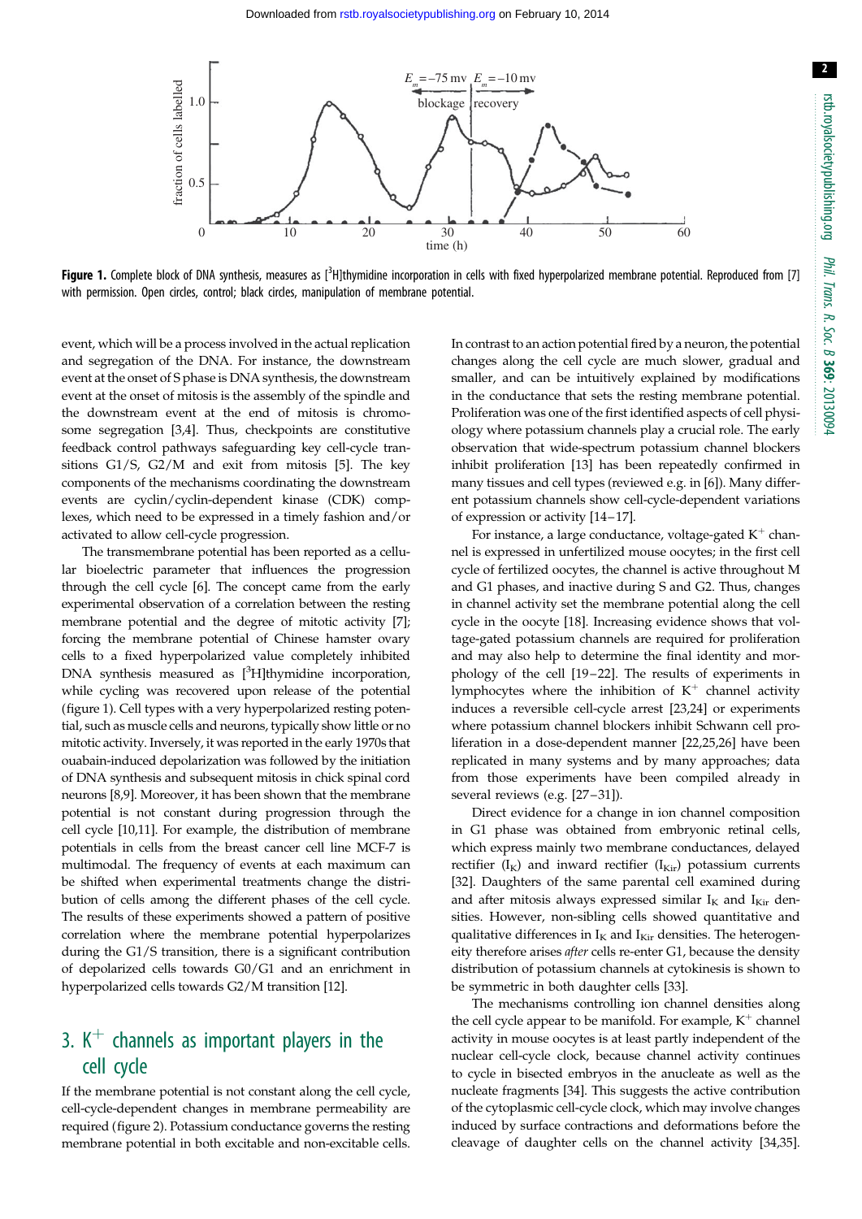Figure 1. Complete block of DNA synthesis, measures as [$^3$H]thymidine incorporation in cells with fixed hyperpolarized membrane potential. Reproduced from [7] with permission. Open circles, control; black circles, manipulation of membrane potential.

event, which will be a process involved in the actual replication and segregation of the DNA. For instance, the downstream event at the onset of S phase is DNA synthesis, the downstream event at the onset of mitosis is the assembly of the spindle and the downstream event at the end of mitosis is chromosome segregation [3,4]. Thus, checkpoints are constitutive feedback control pathways safeguarding key cell-cycle transitions G1/S, G2/M and exit from mitosis [5]. The key components of the mechanisms coordinating the downstream events are cyclin/cyclin-dependent kinase (CDK) complexes, which need to be expressed in a timely fashion and/or activated to allow cell-cycle progression.

The transmembrane potential has been reported as a cellular bioelectric parameter that influences the progression through the cell cycle [6]. The concept came from the early experimental observation of a correlation between the resting membrane potential and the degree of mitotic activity [7]; forcing the membrane potential of Chinese hamster ovary cells to a fixed hyperpolarized value completely inhibited DNA synthesis measured as [$^3$H]thymidine incorporation, while cycling was recovered upon release of the potential (figure 1). Cell types with a very hyperpolarized resting potential, such as muscle cells and neurons, typically show little or no mitotic activity. Inversely, it was reported in the early 1970s that ouabain-induced depolarization was followed by the initiation of DNA synthesis and subsequent mitosis in chick spinal cord neurons [8,9]. Moreover, it has been shown that the membrane potential is not constant during progression through the cell cycle [10,11]. For example, the distribution of membrane potentials in cells from the breast cancer cell line MCF-7 is multimodal. The frequency of events at each maximum can be shifted when experimental treatments change the distribution of cells among the different phases of the cell cycle. The results of these experiments showed a pattern of positive correlation where the membrane potential hyperpolarizes during the G1/S transition, there is a significant contribution of depolarized cells towards G0/G1 and an enrichment in hyperpolarized cells towards G2/M transition [12].

## 3. $K^+$ channels as important players in the cell cycle

If the membrane potential is not constant along the cell cycle, cell-cycle-dependent changes in membrane permeability are required (figure 2). Potassium conductance governs the resting membrane potential in both excitable and non-excitable cells. In contrast to an action potential fired by a neuron, the potential changes along the cell cycle are much slower, gradual and smaller, and can be intuitively explained by modifications in the conductance that sets the resting membrane potential. Proliferation was one of the first identified aspects of cell physiology where potassium channels play a crucial role. The early observation that wide-spectrum potassium channel blockers inhibit proliferation [13] has been repeatedly confirmed in many tissues and cell types (reviewed e.g. in [6]). Many different potassium channels show cell-cycle-dependent variations of expression or activity [14–17].

For instance, a large conductance, voltage-gated $K^+$ channel is expressed in unfertilized mouse oocytes; in the first cell cycle of fertilized oocytes, the channel is active throughout M and G1 phases, and inactive during S and G2. Thus, changes in channel activity set the membrane potential along the cell cycle in the oocyte [18]. Increasing evidence shows that voltage-gated potassium channels are required for proliferation and may also help to determine the final identity and morphology of the cell [19–22]. The results of experiments in lymphocytes where the inhibition of $K^+$ channel activity induces a reversible cell-cycle arrest [23,24] or experiments where potassium channel blockers inhibit Schwann cell proliferation in a dose-dependent manner [22,25,26] have been replicated in many systems and by many approaches; data from those experiments have been compiled already in several reviews (e.g. [27–31]).

Direct evidence for a change in ion channel composition in G1 phase was obtained from embryonic retinal cells, which express mainly two membrane conductances, delayed rectifier ($I_K$) and inward rectifier ($I_{Kir}$) potassium currents [32]. Daughters of the same parental cell examined during and after mitosis always expressed similar $I_K$ and $I_{Kir}$ densities. However, non-sibling cells showed quantitative and qualitative differences in $I_K$ and $I_{Kir}$ densities. The heterogeneity therefore arises *after* cells re-enter G1, because the density distribution of potassium channels at cytokinesis is shown to be symmetric in both daughter cells [33].

The mechanisms controlling ion channel densities along the cell cycle appear to be manifold. For example, $K^+$ channel activity in mouse oocytes is at least partly independent of the nuclear cell-cycle clock, because channel activity continues to cycle in bisected embryos in the anucleate as well as the nucleate fragments [34]. This suggests the active contribution of the cytoplasmic cell-cycle clock, which may involve changes induced by surface contractions and deformations before the cleavage of daughter cells on the channel activity [34,35].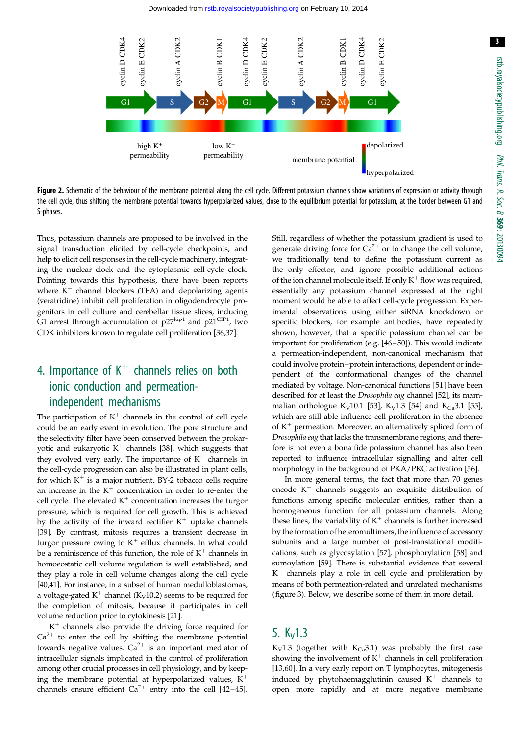**Figure 2.** Schematic of the behaviour of the membrane potential along the cell cycle. Different potassium channels show variations of expression or activity through the cell cycle, thus shifting the membrane potential towards hyperpolarized values, close to the equilibrium potential for potassium, at the border between G1 and S-phases.

Thus, potassium channels are proposed to be involved in the signal transduction elicited by cell-cycle checkpoints, and help to elicit cell responses in the cell-cycle machinery, integrating the nuclear clock and the cytoplasmic cell-cycle clock. Pointing towards this hypothesis, there have been reports where $K^+$ channel blockers (TEA) and depolarizing agents (veratridine) inhibit cell proliferation in oligodendrocyte progenitors in cell culture and cerebellar tissue slices, inducing G1 arrest through accumulation of $p27^{kip1}$ and $p21^{CIP1}$, two CDK inhibitors known to regulate cell proliferation [36,37].

## 4. Importance of $K^+$ channels relies on both ionic conduction and permeation-independent mechanisms

The participation of $K^+$ channels in the control of cell cycle could be an early event in evolution. The pore structure and the selectivity filter have been conserved between the prokaryotic and eukaryotic $K^+$ channels [38], which suggests that they evolved very early. The importance of $K^+$ channels in the cell-cycle progression can also be illustrated in plant cells, for which $K^+$ is a major nutrient. BY-2 tobacco cells require an increase in the $K^+$ concentration in order to re-enter the cell cycle. The elevated $K^+$ concentration increases the turgor pressure, which is required for cell growth. This is achieved by the activity of the inward rectifier $K^+$ uptake channels [39]. By contrast, mitosis requires a transient decrease in turgor pressure owing to $K^+$ efflux channels. In what could be a reminiscence of this function, the role of $K^+$ channels in homoeostatic cell volume regulation is well established, and they play a role in cell volume changes along the cell cycle [40,41]. For instance, in a subset of human medulloblastomas, a voltage-gated $K^+$ channel ($K_V10.2$) seems to be required for the completion of mitosis, because it participates in cell volume reduction prior to cytokinesis [21].

$K^+$ channels also provide the driving force required for $Ca^{2+}$ to enter the cell by shifting the membrane potential towards negative values. $Ca^{2+}$ is an important mediator of intracellular signals implicated in the control of proliferation among other crucial processes in cell physiology, and by keeping the membrane potential at hyperpolarized values, $K^+$ channels ensure efficient $Ca^{2+}$ entry into the cell [42–45]. Still, regardless of whether the potassium gradient is used to generate driving force for $Ca^{2+}$ or to change the cell volume, we traditionally tend to define the potassium current as the only effector, and ignore possible additional actions of the ion channel molecule itself. If only $K^+$ flow was required, essentially any potassium channel expressed at the right moment would be able to affect cell-cycle progression. Experimental observations using either siRNA knockdown or specific blockers, for example antibodies, have repeatedly shown, however, that a specific potassium channel can be important for proliferation (e.g. [46–50]). This would indicate a permeation-independent, non-canonical mechanism that could involve protein–protein interactions, dependent or independent of the conformational changes of the channel mediated by voltage. Non-canonical functions [51] have been described for at least the *Drosophila eag* channel [52], its mammalian orthologue $K_V10.1$ [53], $K_V1.3$ [54] and $K_{Ca}3.1$ [55], which are still able influence cell proliferation in the absence of $K^+$ permeation. Moreover, an alternatively spliced form of *Drosophila eag* that lacks the transmembrane regions, and therefore is not even a bona fide potassium channel has also been reported to influence intracellular signalling and alter cell morphology in the background of PKA/PKC activation [56].

In more general terms, the fact that more than 70 genes encode $K^+$ channels suggests an exquisite distribution of functions among specific molecular entities, rather than a homogeneous function for all potassium channels. Along these lines, the variability of $K^+$ channels is further increased by the formation of heteromultimers, the influence of accessory subunits and a large number of post-translational modifications, such as glycosylation [57], phosphorylation [58] and sumoylation [59]. There is substantial evidence that several $K^+$ channels play a role in cell cycle and proliferation by means of both permeation-related and unrelated mechanisms (figure 3). Below, we describe some of them in more detail.

## 5. $K_V1.3$

$K_V1.3$ (together with $K_{Ca}3.1$) was probably the first case showing the involvement of $K^+$ channels in cell proliferation [13,60]. In a very early report on T lymphocytes, mitogenesis induced by phytohaemagglutinin caused $K^+$ channels to open more rapidly and at more negative membrane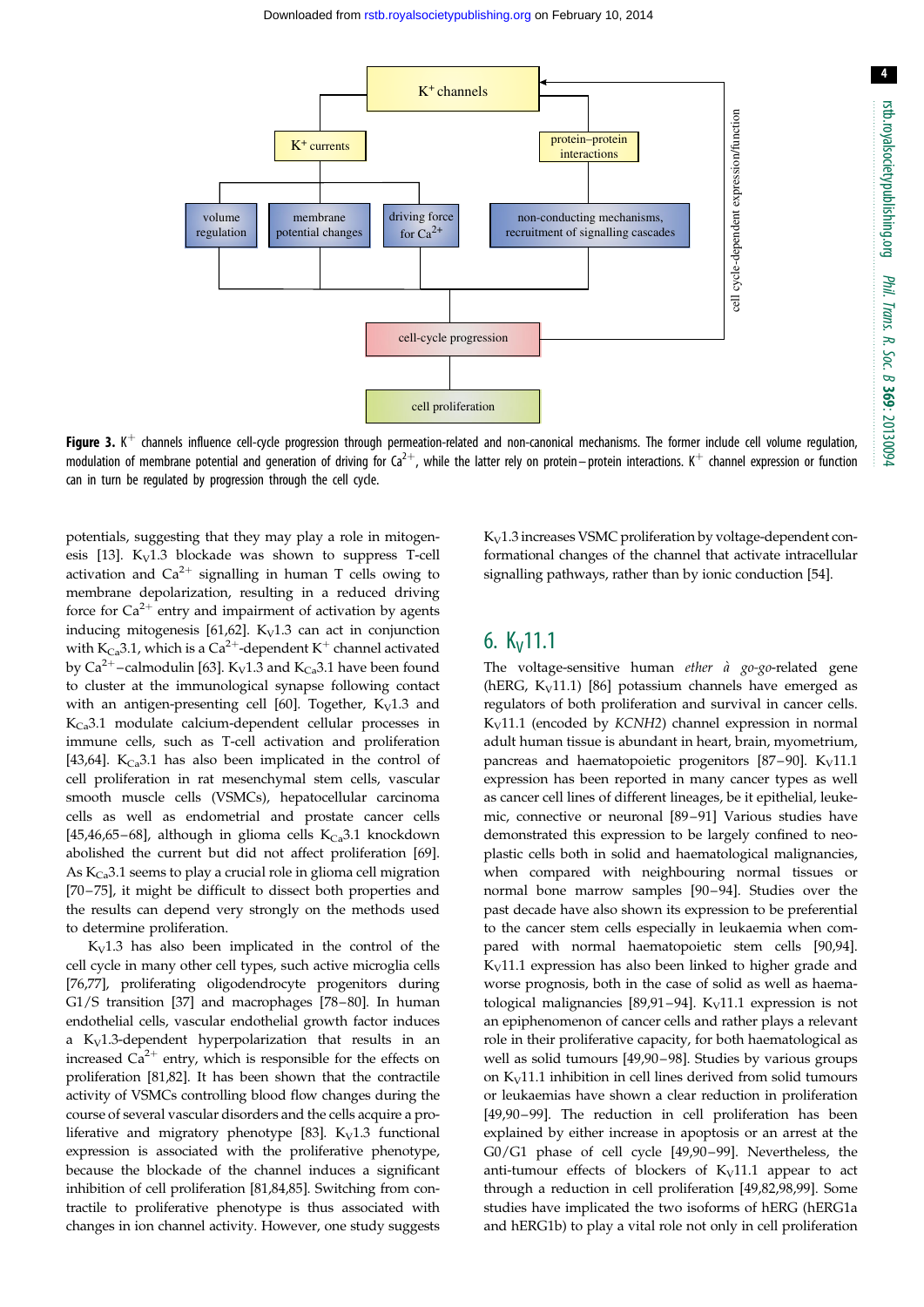**Figure 3.** $K^+$ channels influence cell-cycle progression through permeation-related and non-canonical mechanisms. The former include cell volume regulation, modulation of membrane potential and generation of driving for $Ca^{2+}$, while the latter rely on protein–protein interactions. $K^+$ channel expression or function can in turn be regulated by progression through the cell cycle.

potentials, suggesting that they may play a role in mitogenesis [13]. $K_V1.3$ blockade was shown to suppress T-cell activation and $Ca^{2+}$ signalling in human T cells owing to membrane depolarization, resulting in a reduced driving force for $Ca^{2+}$ entry and impairment of activation by agents inducing mitogenesis [61,62]. $K_V1.3$ can act in conjunction with $K_{Ca}3.1$, which is a $Ca^{2+}$-dependent $K^+$ channel activated by $Ca^{2+}$–calmodulin [63]. $K_V1.3$ and $K_{Ca}3.1$ have been found to cluster at the immunological synapse following contact with an antigen-presenting cell [60]. Together, $K_V1.3$ and $K_{Ca}3.1$ modulate calcium-dependent cellular processes in immune cells, such as T-cell activation and proliferation [43,64]. $K_{Ca}3.1$ has also been implicated in the control of cell proliferation in rat mesenchymal stem cells, vascular smooth muscle cells (VSMCs), hepatocellular carcinoma cells as well as endometrial and prostate cancer cells [45,46,65–68], although in glioma cells $K_{Ca}3.1$ knockdown abolished the current but did not affect proliferation [69]. As $K_{Ca}3.1$ seems to play a crucial role in glioma cell migration [70–75], it might be difficult to dissect both properties and the results can depend very strongly on the methods used to determine proliferation.

$K_V1.3$ has also been implicated in the control of the cell cycle in many other cell types, such active microglia cells [76,77], proliferating oligodendrocyte progenitors during G1/S transition [37] and macrophages [78–80]. In human endothelial cells, vascular endothelial growth factor induces a $K_V1.3$-dependent hyperpolarization that results in an increased $Ca^{2+}$ entry, which is responsible for the effects on proliferation [81,82]. It has been shown that the contractile activity of VSMCs controlling blood flow changes during the course of several vascular disorders and the cells acquire a proliferative and migratory phenotype [83]. $K_V1.3$ functional expression is associated with the proliferative phenotype, because the blockade of the channel induces a significant inhibition of cell proliferation [81,84,85]. Switching from contractile to proliferative phenotype is thus associated with changes in ion channel activity. However, one study suggests $K_V1.3$ increases VSMC proliferation by voltage-dependent conformational changes of the channel that activate intracellular signalling pathways, rather than by ionic conduction [54].

## 6. $K_V11.1$

The voltage-sensitive human *ether à go-go*-related gene (hERG, $K_V11.1$) [86] potassium channels have emerged as regulators of both proliferation and survival in cancer cells. $K_V11.1$ (encoded by *KCNH2*) channel expression in normal adult human tissue is abundant in heart, brain, myometrium, pancreas and haematopoietic progenitors [87–90]. $K_V11.1$ expression has been reported in many cancer types as well as cancer cell lines of different lineages, be it epithelial, leukemic, connective or neuronal [89–91] Various studies have demonstrated this expression to be largely confined to neoplastic cells both in solid and haematological malignancies, when compared with neighbouring normal tissues or normal bone marrow samples [90–94]. Studies over the past decade have also shown its expression to be preferential to the cancer stem cells especially in leukaemia when compared with normal haematopoietic stem cells [90,94]. $K_V11.1$ expression has also been linked to higher grade and worse prognosis, both in the case of solid as well as haematological malignancies [89,91–94]. $K_V11.1$ expression is not an epiphenomenon of cancer cells and rather plays a relevant role in their proliferative capacity, for both haematological as well as solid tumours [49,90–98]. Studies by various groups on $K_V11.1$ inhibition in cell lines derived from solid tumours or leukaemias have shown a clear reduction in proliferation [49,90–99]. The reduction in cell proliferation has been explained by either increase in apoptosis or an arrest at the G0/G1 phase of cell cycle [49,90–99]. Nevertheless, the anti-tumour effects of blockers of $K_V11.1$ appear to act through a reduction in cell proliferation [49,82,98,99]. Some studies have implicated the two isoforms of hERG (hERG1a and hERG1b) to play a vital role not only in cell proliferation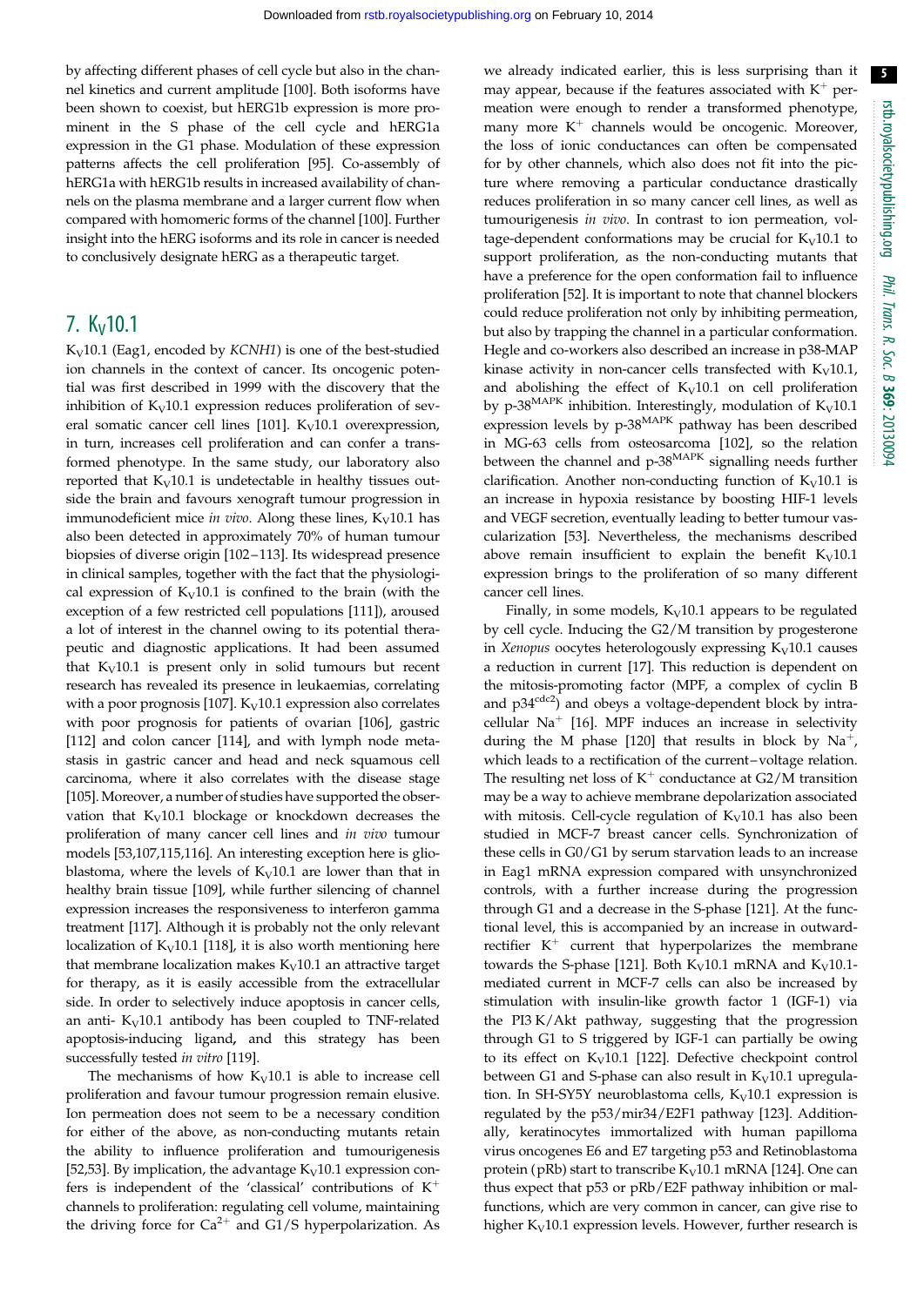by affecting different phases of cell cycle but also in the channel kinetics and current amplitude [100]. Both isoforms have been shown to coexist, but hERG1b expression is more prominent in the S phase of the cell cycle and hERG1a expression in the G1 phase. Modulation of these expression patterns affects the cell proliferation [95]. Co-assembly of hERG1a with hERG1b results in increased availability of channels on the plasma membrane and a larger current flow when compared with homomeric forms of the channel [100]. Further insight into the hERG isoforms and its role in cancer is needed to conclusively designate hERG as a therapeutic target.

## 7. $K_V$10.1

$K_V$10.1 (Eag1, encoded by *KCNH1*) is one of the best-studied ion channels in the context of cancer. Its oncogenic potential was first described in 1999 with the discovery that the inhibition of $K_V$10.1 expression reduces proliferation of several somatic cancer cell lines [101]. $K_V$10.1 overexpression, in turn, increases cell proliferation and can confer a transformed phenotype. In the same study, our laboratory also reported that $K_V$10.1 is undetectable in healthy tissues outside the brain and favours xenograft tumour progression in immunodeficient mice *in vivo*. Along these lines, $K_V$10.1 has also been detected in approximately 70% of human tumour biopsies of diverse origin [102–113]. Its widespread presence in clinical samples, together with the fact that the physiological expression of $K_V$10.1 is confined to the brain (with the exception of a few restricted cell populations [111]), aroused a lot of interest in the channel owing to its potential therapeutic and diagnostic applications. It had been assumed that $K_V$10.1 is present only in solid tumours but recent research has revealed its presence in leukaemias, correlating with a poor prognosis [107]. $K_V$10.1 expression also correlates with poor prognosis for patients of ovarian [106], gastric [112] and colon cancer [114], and with lymph node metastasis in gastric cancer and head and neck squamous cell carcinoma, where it also correlates with the disease stage [105]. Moreover, a number of studies have supported the observation that $K_V$10.1 blockage or knockdown decreases the proliferation of many cancer cell lines and *in vivo* tumour models [53,107,115,116]. An interesting exception here is glioblastoma, where the levels of $K_V$10.1 are lower than that in healthy brain tissue [109], while further silencing of channel expression increases the responsiveness to interferon gamma treatment [117]. Although it is probably not the only relevant localization of $K_V$10.1 [118], it is also worth mentioning here that membrane localization makes $K_V$10.1 an attractive target for therapy, as it is easily accessible from the extracellular side. In order to selectively induce apoptosis in cancer cells, an anti- $K_V$10.1 antibody has been coupled to TNF-related apoptosis-inducing ligand, and this strategy has been successfully tested *in vitro* [119].

The mechanisms of how $K_V$10.1 is able to increase cell proliferation and favour tumour progression remain elusive. Ion permeation does not seem to be a necessary condition for either of the above, as non-conducting mutants retain the ability to influence proliferation and tumourigenesis [52,53]. By implication, the advantage $K_V$10.1 expression confers is independent of the 'classical' contributions of $K^+$ channels to proliferation: regulating cell volume, maintaining the driving force for $Ca^{2+}$ and G1/S hyperpolarization. As we already indicated earlier, this is less surprising than it may appear, because if the features associated with $K^+$ permeation were enough to render a transformed phenotype, many more $K^+$ channels would be oncogenic. Moreover, the loss of ionic conductances can often be compensated for by other channels, which also does not fit into the picture where removing a particular conductance drastically reduces proliferation in so many cancer cell lines, as well as tumourigenesis *in vivo*. In contrast to ion permeation, voltage-dependent conformations may be crucial for $K_V$10.1 to support proliferation, as the non-conducting mutants that have a preference for the open conformation fail to influence proliferation [52]. It is important to note that channel blockers could reduce proliferation not only by inhibiting permeation, but also by trapping the channel in a particular conformation. Hegle and co-workers also described an increase in p38-MAP kinase activity in non-cancer cells transfected with $K_V$10.1, and abolishing the effect of $K_V$10.1 on cell proliferation by p-$38^{MAPK}$ inhibition. Interestingly, modulation of $K_V$10.1 expression levels by p-$38^{MAPK}$ pathway has been described in MG-63 cells from osteosarcoma [102], so the relation between the channel and p-$38^{MAPK}$ signalling needs further clarification. Another non-conducting function of $K_V$10.1 is an increase in hypoxia resistance by boosting HIF-1 levels and VEGF secretion, eventually leading to better tumour vascularization [53]. Nevertheless, the mechanisms described above remain insufficient to explain the benefit $K_V$10.1 expression brings to the proliferation of so many different cancer cell lines.

Finally, in some models, $K_V$10.1 appears to be regulated by cell cycle. Inducing the G2/M transition by progesterone in *Xenopus* oocytes heterologously expressing $K_V$10.1 causes a reduction in current [17]. This reduction is dependent on the mitosis-promoting factor (MPF, a complex of cyclin B and $p34^{cdc2}$) and obeys a voltage-dependent block by intracellular $Na^+$ [16]. MPF induces an increase in selectivity during the M phase [120] that results in block by $Na^+$, which leads to a rectification of the current–voltage relation. The resulting net loss of $K^+$ conductance at G2/M transition may be a way to achieve membrane depolarization associated with mitosis. Cell-cycle regulation of $K_V$10.1 has also been studied in MCF-7 breast cancer cells. Synchronization of these cells in G0/G1 by serum starvation leads to an increase in Eag1 mRNA expression compared with unsynchronized controls, with a further increase during the progression through G1 and a decrease in the S-phase [121]. At the functional level, this is accompanied by an increase in outward-rectifier $K^+$ current that hyperpolarizes the membrane towards the S-phase [121]. Both $K_V$10.1 mRNA and $K_V$10.1-mediated current in MCF-7 cells can also be increased by stimulation with insulin-like growth factor 1 (IGF-1) via the PI3 K/Akt pathway, suggesting that the progression through G1 to S triggered by IGF-1 can partially be owing to its effect on $K_V$10.1 [122]. Defective checkpoint control between G1 and S-phase can also result in $K_V$10.1 upregulation. In SH-SY5Y neuroblastoma cells, $K_V$10.1 expression is regulated by the p53/mir34/E2F1 pathway [123]. Additionally, keratinocytes immortalized with human papilloma virus oncogenes E6 and E7 targeting p53 and Retinoblastoma protein (pRb) start to transcribe $K_V$10.1 mRNA [124]. One can thus expect that p53 or pRb/E2F pathway inhibition or malfunctions, which are very common in cancer, can give rise to higher $K_V$10.1 expression levels. However, further research is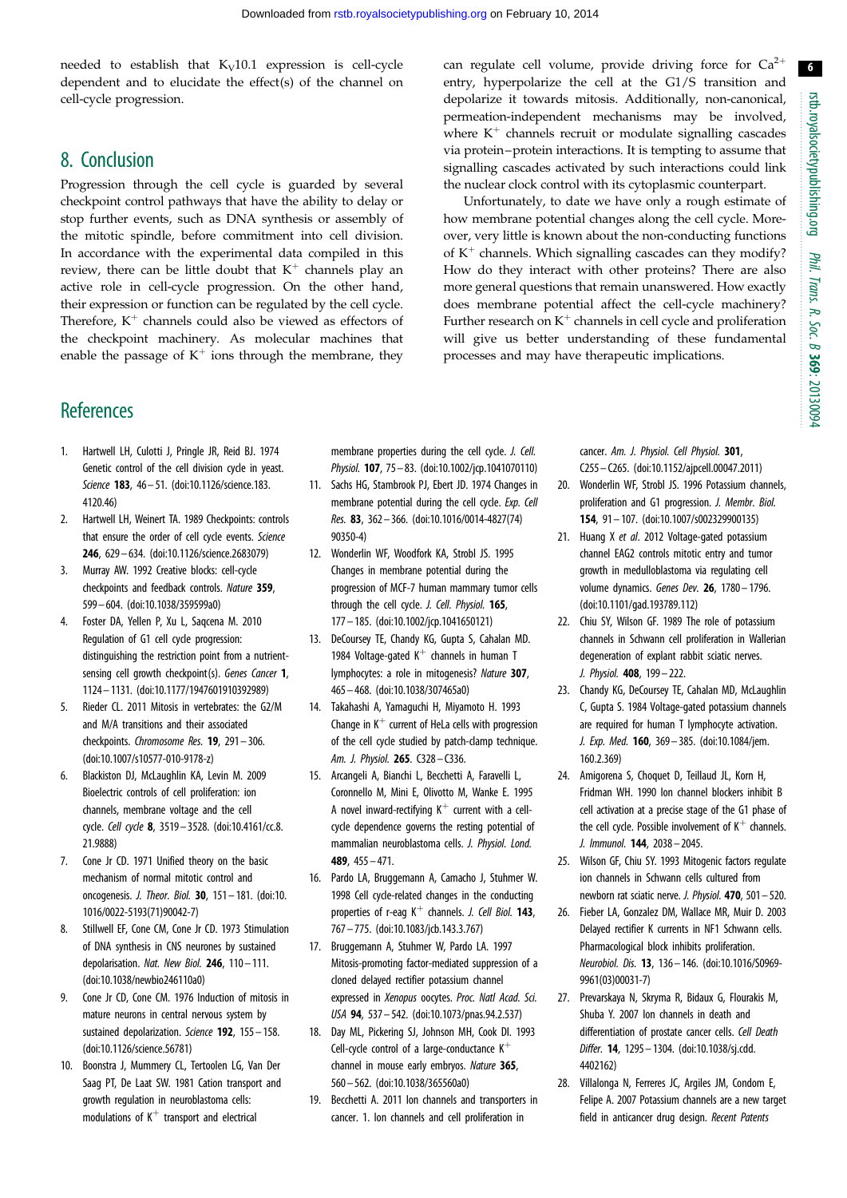needed to establish that $K_V10.1$ expression is cell-cycle dependent and to elucidate the effect(s) of the channel on cell-cycle progression.

## 8. Conclusion

Progression through the cell cycle is guarded by several checkpoint control pathways that have the ability to delay or stop further events, such as DNA synthesis or assembly of the mitotic spindle, before commitment into cell division. In accordance with the experimental data compiled in this review, there can be little doubt that $K^+$ channels play an active role in cell-cycle progression. On the other hand, their expression or function can be regulated by the cell cycle. Therefore, $K^+$ channels could also be viewed as effectors of the checkpoint machinery. As molecular machines that enable the passage of $K^+$ ions through the membrane, they can regulate cell volume, provide driving force for $Ca^{2+}$ entry, hyperpolarize the cell at the G1/S transition and depolarize it towards mitosis. Additionally, non-canonical, permeation-independent mechanisms may be involved, where $K^+$ channels recruit or modulate signalling cascades via protein–protein interactions. It is tempting to assume that signalling cascades activated by such interactions could link the nuclear clock control with its cytoplasmic counterpart.

Unfortunately, to date we have only a rough estimate of how membrane potential changes along the cell cycle. Moreover, very little is known about the non-conducting functions of $K^+$ channels. Which signalling cascades can they modify? How do they interact with other proteins? There are also more general questions that remain unanswered. How exactly does membrane potential affect the cell-cycle machinery? Further research on $K^+$ channels in cell cycle and proliferation will give us better understanding of these fundamental processes and may have therapeutic implications.

## References

1. Hartwell LH, Culotti J, Pringle JR, Reid BJ. 1974 Genetic control of the cell division cycle in yeast. *Science* **183**, 46–51. (doi:10.1126/science.183.4120.46)
2. Hartwell LH, Weinert TA. 1989 Checkpoints: controls that ensure the order of cell cycle events. *Science* **246**, 629–634. (doi:10.1126/science.2683079)
3. Murray AW. 1992 Creative blocks: cell-cycle checkpoints and feedback controls. *Nature* **359**, 599–604. (doi:10.1038/359599a0)
4. Foster DA, Yellen P, Xu L, Saqcena M. 2010 Regulation of G1 cell cycle progression: distinguishing the restriction point from a nutrient-sensing cell growth checkpoint(s). *Genes Cancer* **1**, 1124–1131. (doi:10.1177/1947601910392989)
5. Rieder CL. 2011 Mitosis in vertebrates: the G2/M and M/A transitions and their associated checkpoints. *Chromosome Res.* **19**, 291–306. (doi:10.1007/s10577-010-9178-z)
6. Blackiston DJ, McLaughlin KA, Levin M. 2009 Bioelectric controls of cell proliferation: ion channels, membrane voltage and the cell cycle. *Cell cycle* **8**, 3519–3528. (doi:10.4161/cc.8.21.9888)
7. Cone Jr CD. 1971 Unified theory on the basic mechanism of normal mitotic control and oncogenesis. *J. Theor. Biol.* **30**, 151–181. (doi:10.1016/0022-5193(71)90042-7)
8. Stillwell EF, Cone CM, Cone Jr CD. 1973 Stimulation of DNA synthesis in CNS neurones by sustained depolarisation. *Nat. New Biol.* **246**, 110–111. (doi:10.1038/newbio246110a0)
9. Cone Jr CD, Cone CM. 1976 Induction of mitosis in mature neurons in central nervous system by sustained depolarization. *Science* **192**, 155–158. (doi:10.1126/science.56781)
10. Boonstra J, Mummery CL, Tertoolen LG, Van Der Saag PT, De Laat SW. 1981 Cation transport and growth regulation in neuroblastoma cells: modulations of $K^+$ transport and electrical membrane properties during the cell cycle. *J. Cell. Physiol.* **107**, 75–83. (doi:10.1002/jcp.1041070110)
11. Sachs HG, Stambrook PJ, Ebert JD. 1974 Changes in membrane potential during the cell cycle. *Exp. Cell Res.* **83**, 362–366. (doi:10.1016/0014-4827(74)90350-4)
12. Wonderlin WF, Woodfork KA, Strobl JS. 1995 Changes in membrane potential during the progression of MCF-7 human mammary tumor cells through the cell cycle. *J. Cell. Physiol.* **165**, 177–185. (doi:10.1002/jcp.1041650121)
13. DeCoursey TE, Chandy KG, Gupta S, Cahalan MD. 1984 Voltage-gated $K^+$ channels in human T lymphocytes: a role in mitogenesis? *Nature* **307**, 465–468. (doi:10.1038/307465a0)
14. Takahashi A, Yamaguchi H, Miyamoto H. 1993 Change in $K^+$ current of HeLa cells with progression of the cell cycle studied by patch-clamp technique. *Am. J. Physiol.* **265**, C328–C336.
15. Arcangeli A, Bianchi L, Becchetti A, Faravelli L, Coronnello M, Mini E, Olivotto M, Wanke E. 1995 A novel inward-rectifying $K^+$ current with a cell-cycle dependence governs the resting potential of mammalian neuroblastoma cells. *J. Physiol. Lond.* **489**, 455–471.
16. Pardo LA, Bruggemann A, Camacho J, Stuhmer W. 1998 Cell cycle-related changes in the conducting properties of r-eag $K^+$ channels. *J. Cell Biol.* **143**, 767–775. (doi:10.1083/jcb.143.3.767)
17. Bruggemann A, Stuhmer W, Pardo LA. 1997 Mitosis-promoting factor-mediated suppression of a cloned delayed rectifier potassium channel expressed in *Xenopus* oocytes. *Proc. Natl Acad. Sci. USA* **94**, 537–542. (doi:10.1073/pnas.94.2.537)
18. Day ML, Pickering SJ, Johnson MH, Cook DI. 1993 Cell-cycle control of a large-conductance $K^+$ channel in mouse early embryos. *Nature* **365**, 560–562. (doi:10.1038/365560a0)
19. Becchetti A. 2011 Ion channels and transporters in cancer. 1. Ion channels and cell proliferation in cancer. *Am. J. Physiol. Cell Physiol.* **301**, C255–C265. (doi:10.1152/ajpcell.00047.2011)
20. Wonderlin WF, Strobl JS. 1996 Potassium channels, proliferation and G1 progression. *J. Membr. Biol.* **154**, 91–107. (doi:10.1007/s002329900135)
21. Huang X *et al.* 2012 Voltage-gated potassium channel EAG2 controls mitotic entry and tumor growth in medulloblastoma via regulating cell volume dynamics. *Genes Dev.* **26**, 1780–1796. (doi:10.1101/gad.193789.112)
22. Chiu SY, Wilson GF. 1989 The role of potassium channels in Schwann cell proliferation in Wallerian degeneration of explant rabbit sciatic nerves. *J. Physiol.* **408**, 199–222.
23. Chandy KG, DeCoursey TE, Cahalan MD, McLaughlin C, Gupta S. 1984 Voltage-gated potassium channels are required for human T lymphocyte activation. *J. Exp. Med.* **160**, 369–385. (doi:10.1084/jem.160.2.369)
24. Amigorena S, Choquet D, Teillaud JL, Korn H, Fridman WH. 1990 Ion channel blockers inhibit B cell activation at a precise stage of the G1 phase of the cell cycle. Possible involvement of $K^+$ channels. *J. Immunol.* **144**, 2038–2045.
25. Wilson GF, Chiu SY. 1993 Mitogenic factors regulate ion channels in Schwann cells cultured from newborn rat sciatic nerve. *J. Physiol.* **470**, 501–520.
26. Fieber LA, Gonzalez DM, Wallace MR, Muir D. 2003 Delayed rectifier K currents in NF1 Schwann cells. Pharmacological block inhibits proliferation. *Neurobiol. Dis.* **13**, 136–146. (doi:10.1016/S0969-9961(03)00031-7)
27. Prevarskaya N, Skryma R, Bidaux G, Flourakis M, Shuba Y. 2007 Ion channels in death and differentiation of prostate cancer cells. *Cell Death Differ.* **14**, 1295–1304. (doi:10.1038/sj.cdd.4402162)
28. Villalonga N, Ferreres JC, Argiles JM, Condom E, Felipe A. 2007 Potassium channels are a new target field in anticancer drug design. *Recent Patents*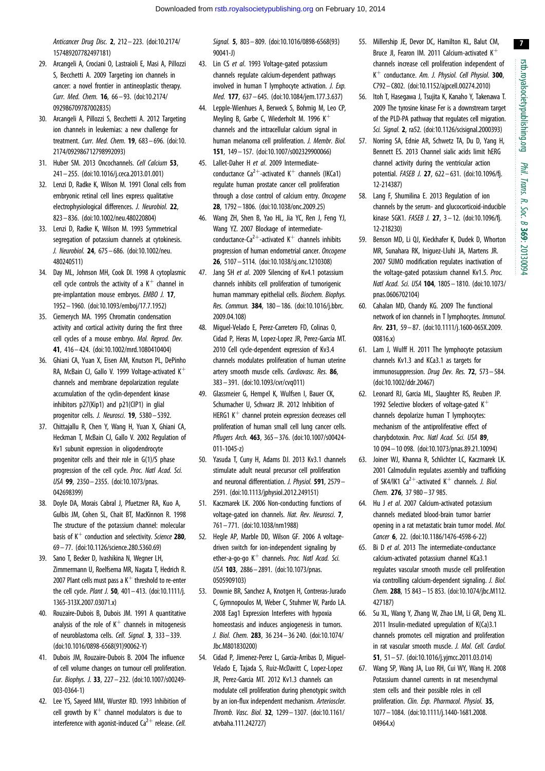Anticancer Drug Disc. **2**, 212–223. (doi:10.2174/157489207782497181)

29. Arcangeli A, Crociani O, Lastraioli E, Masi A, Pillozzi S, Becchetti A. 2009 Targeting ion channels in cancer: a novel frontier in antineoplastic therapy. *Curr. Med. Chem.* **16**, 66–93. (doi:10.2174/092986709787002835)
30. Arcangeli A, Pillozzi S, Becchetti A. 2012 Targeting ion channels in leukemias: a new challenge for treatment. *Curr. Med. Chem.* **19**, 683–696. (doi:10.2174/092986712798992093)
31. Huber SM. 2013 Oncochannels. *Cell Calcium* **53**, 241–255. (doi:10.1016/j.ceca.2013.01.001)
32. Lenzi D, Radke K, Wilson M. 1991 Clonal cells from embryonic retinal cell lines express qualitative electrophysiological differences. *J. Neurobiol.* **22**, 823–836. (doi:10.1002/neu.480220804)
33. Lenzi D, Radke K, Wilson M. 1993 Symmetrical segregation of potassium channels at cytokinesis. *J. Neurobiol.* **24**, 675–686. (doi:10.1002/neu.480240511)
34. Day ML, Johnson MH, Cook DI. 1998 A cytoplasmic cell cycle controls the activity of a $K^+$ channel in pre-implantation mouse embryos. *EMBO J.* **17**, 1952–1960. (doi:10.1093/emboj/17.7.1952)
35. Ciemerych MA. 1995 Chromatin condensation activity and cortical activity during the first three cell cycles of a mouse embryo. *Mol. Reprod. Dev.* **41**, 416–424. (doi:10.1002/mrd.1080410404)
36. Ghiani CA, Yuan X, Eisen AM, Knutson PL, DePinho RA, McBain CJ, Gallo V. 1999 Voltage-activated $K^+$ channels and membrane depolarization regulate accumulation of the cyclin-dependent kinase inhibitors p27(Kip1) and p21(CIP1) in glial progenitor cells. *J. Neurosci.* **19**, 5380–5392.
37. Chittajallu R, Chen Y, Wang H, Yuan X, Ghiani CA, Heckman T, McBain CJ, Gallo V. 2002 Regulation of Kv1 subunit expression in oligodendrocyte progenitor cells and their role in G(1)/S phase progression of the cell cycle. *Proc. Natl Acad. Sci. USA* **99**, 2350–2355. (doi:10.1073/pnas.042698399)
38. Doyle DA, Morais Cabral J, Pfuetzner RA, Kuo A, Gulbis JM, Cohen SL, Chait BT, MacKinnon R. 1998 The structure of the potassium channel: molecular basis of $K^+$ conduction and selectivity. *Science* **280**, 69–77. (doi:10.1126/science.280.5360.69)
39. Sano T, Becker D, Ivashikina N, Wegner LH, Zimmermann U, Roelfsema MR, Nagata T, Hedrich R. 2007 Plant cells must pass a $K^+$ threshold to re-enter the cell cycle. *Plant J.* **50**, 401–413. (doi:10.1111/j.1365-313X.2007.03071.x)
40. Rouzaire-Dubois B, Dubois JM. 1991 A quantitative analysis of the role of $K^+$ channels in mitogenesis of neuroblastoma cells. *Cell. Signal.* **3**, 333–339. (doi:10.1016/0898-6568(91)90062-Y)
41. Dubois JM, Rouzaire-Dubois B. 2004 The influence of cell volume changes on tumour cell proliferation. *Eur. Biophys. J.* **33**, 227–232. (doi:10.1007/s00249-003-0364-1)
42. Lee YS, Sayeed MM, Wurster RD. 1993 Inhibition of cell growth by $K^+$ channel modulators is due to interference with agonist-induced $Ca^{2+}$ release. *Cell. Signal.* **5**, 803–809. (doi:10.1016/0898-6568(93)90041-J)
43. Lin CS *et al.* 1993 Voltage-gated potassium channels regulate calcium-dependent pathways involved in human T lymphocyte activation. *J. Exp. Med.* **177**, 637–645. (doi:10.1084/jem.177.3.637)
44. Lepple-Wienhues A, Berweck S, Bohmig M, Leo CP, Meyling B, Garbe C, Wiederholt M. 1996 $K^+$ channels and the intracellular calcium signal in human melanoma cell proliferation. *J. Membr. Biol.* **151**, 149–157. (doi:10.1007/s002329900066)
45. Lallet-Daher H *et al.* 2009 Intermediate-conductance $Ca^{2+}$-activated $K^+$ channels (IKCa1) regulate human prostate cancer cell proliferation through a close control of calcium entry. *Oncogene* **28**, 1792–1806. (doi:10.1038/onc.2009.25)
46. Wang ZH, Shen B, Yao HL, Jia YC, Ren J, Feng YJ, Wang YZ. 2007 Blockage of intermediate-conductance-$Ca^{2+}$-activated $K^+$ channels inhibits progression of human endometrial cancer. *Oncogene* **26**, 5107–5114. (doi:10.1038/sj.onc.1210308)
47. Jang SH *et al.* 2009 Silencing of Kv4.1 potassium channels inhibits cell proliferation of tumorigenic human mammary epithelial cells. *Biochem. Biophys. Res. Commun.* **384**, 180–186. (doi:10.1016/j.bbrc.2009.04.108)
48. Miguel-Velado E, Perez-Carretero FD, Colinas O, Cidad P, Heras M, Lopez-Lopez JR, Perez-Garcia MT. 2010 Cell cycle-dependent expression of Kv3.4 channels modulates proliferation of human uterine artery smooth muscle cells. *Cardiovasc. Res.* **86**, 383–391. (doi:10.1093/cvr/cvq011)
49. Glassmeier G, Hempel K, Wulfsen I, Bauer CK, Schumacher U, Schwarz JR. 2012 Inhibition of HERG1 $K^+$ channel protein expression decreases cell proliferation of human small cell lung cancer cells. *Pflugers Arch.* **463**, 365–376. (doi:10.1007/s00424-011-1045-z)
50. Yasuda T, Cuny H, Adams DJ. 2013 Kv3.1 channels stimulate adult neural precursor cell proliferation and neuronal differentiation. *J. Physiol.* **591**, 2579–2591. (doi:10.1113/jphysiol.2012.249151)
51. Kaczmarek LK. 2006 Non-conducting functions of voltage-gated ion channels. *Nat. Rev. Neurosci.* **7**, 761–771. (doi:10.1038/nrn1988)
52. Hegle AP, Marble DD, Wilson GF. 2006 A voltage-driven switch for ion-independent signaling by ether-a-go-go $K^+$ channels. *Proc. Natl Acad. Sci. USA* **103**, 2886–2891. (doi:10.1073/pnas.0505909103)
53. Downie BR, Sanchez A, Knotgen H, Contreras-Jurado C, Gymnopoulos M, Weber C, Stuhmer W, Pardo LA. 2008 Eag1 Expression Interferes with hypoxia homeostasis and induces angiogenesis in tumors. *J. Biol. Chem.* **283**, 36 234–36 240. (doi:10.1074/Jbc.M801830200)
54. Cidad P, Jimenez-Perez L, Garcia-Arribas D, Miguel-Velado E, Tajada S, Ruiz-McDavitt C, Lopez-Lopez JR, Perez-Garcia MT. 2012 Kv1.3 channels can modulate cell proliferation during phenotypic switch by an ion-flux independent mechanism. *Arterioscler. Thromb. Vasc. Biol.* **32**, 1299–1307. (doi:10.1161/atvbaha.111.242727)
55. Millership JE, Devor DC, Hamilton KL, Balut CM, Bruce JI, Fearon IM. 2011 Calcium-activated $K^+$ channels increase cell proliferation independent of $K^+$ conductance. *Am. J. Physiol. Cell Physiol.* **300**, C792–C802. (doi:10.1152/ajpcell.00274.2010)
56. Itoh T, Hasegawa J, Tsujita K, Kanaho Y, Takenawa T. 2009 The tyrosine kinase Fer is a downstream target of the PLD-PA pathway that regulates cell migration. *Sci. Signal.* **2**, ra52. (doi:10.1126/scisignal.2000393)
57. Norring SA, Ednie AR, Schwetz TA, Du D, Yang H, Bennett ES. 2013 Channel sialic acids limit hERG channel activity during the ventricular action potential. *FASEB J.* **27**, 622–631. (doi:10.1096/fj.12-214387)
58. Lang F, Shumilina E. 2013 Regulation of ion channels by the serum- and glucocorticoid-inducible kinase SGK1. *FASEB J.* **27**, 3–12. (doi:10.1096/fj.12-218230)
59. Benson MD, Li QJ, Kieckhafer K, Dudek D, Whorton MR, Sunahara RK, Iniguez-Lluhi JA, Martens JR. 2007 SUMO modification regulates inactivation of the voltage-gated potassium channel Kv1.5. *Proc. Natl Acad. Sci. USA* **104**, 1805–1810. (doi:10.1073/pnas.0606702104)
60. Cahalan MD, Chandy KG. 2009 The functional network of ion channels in T lymphocytes. *Immunol. Rev.* **231**, 59–87. (doi:10.1111/j.1600-065X.2009.00816.x)
61. Lam J, Wulff H. 2011 The lymphocyte potassium channels Kv1.3 and KCa3.1 as targets for immunosuppression. *Drug Dev. Res.* **72**, 573–584. (doi:10.1002/ddr.20467)
62. Leonard RJ, Garcia ML, Slaughter RS, Reuben JP. 1992 Selective blockers of voltage-gated $K^+$ channels depolarize human T lymphocytes: mechanism of the antiproliferative effect of charybdotoxin. *Proc. Natl Acad. Sci. USA* **89**, 10 094–10 098. (doi:10.1073/pnas.89.21.10094)
63. Joiner WJ, Khanna R, Schlichter LC, Kaczmarek LK. 2001 Calmodulin regulates assembly and trafficking of SK4/IK1 $Ca^{2+}$-activated $K^+$ channels. *J. Biol. Chem.* **276**, 37 980–37 985.
64. Hu J *et al.* 2007 Calcium-activated potassium channels mediated blood-brain tumor barrier opening in a rat metastatic brain tumor model. *Mol. Cancer* **6**, 22. (doi:10.1186/1476-4598-6-22)
65. Bi D *et al.* 2013 The intermediate-conductance calcium-activated potassium channel KCa3.1 regulates vascular smooth muscle cell proliferation via controlling calcium-dependent signaling. *J. Biol. Chem.* **288**, 15 843–15 853. (doi:10.1074/jbc.M112.427187)
66. Su XL, Wang Y, Zhang W, Zhao LM, Li GR, Deng XL. 2011 Insulin-mediated upregulation of K(Ca)3.1 channels promotes cell migration and proliferation in rat vascular smooth muscle. *J. Mol. Cell. Cardiol.* **51**, 51–57. (doi:10.1016/j.yjmcc.2011.03.014)
67. Wang SP, Wang JA, Luo RH, Cui WY, Wang H. 2008 Potassium channel currents in rat mesenchymal stem cells and their possible roles in cell proliferation. *Clin. Exp. Pharmacol. Physiol.* **35**, 1077–1084. (doi:10.1111/j.1440-1681.2008.04964.x)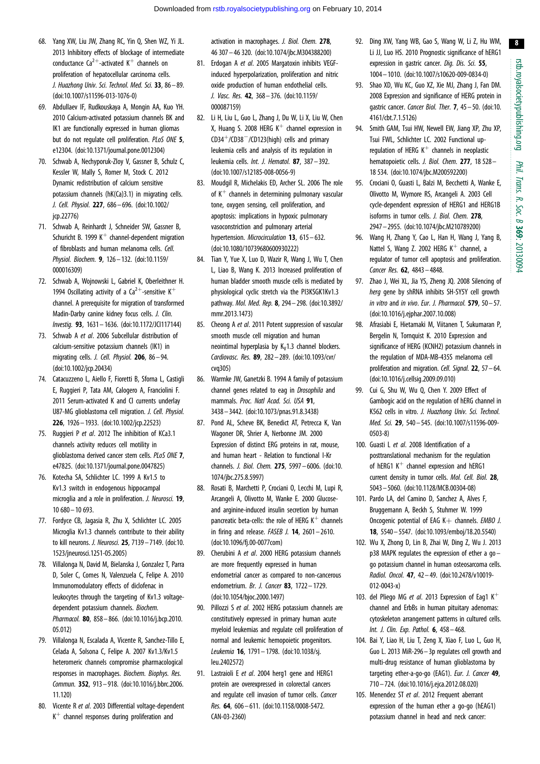68. Yang XW, Liu JW, Zhang RC, Yin Q, Shen WZ, Yi JL. 2013 Inhibitory effects of blockage of intermediate conductance $Ca^{2+}$-activated $K^{+}$ channels on proliferation of hepatocellular carcinoma cells. *J. Huazhong Univ. Sci. Technol. Med. Sci.* **33**, 86–89. (doi:10.1007/s11596-013-1076-0)

69. Abdullaev IF, Rudkouskaya A, Mongin AA, Kuo YH. 2010 Calcium-activated potassium channels BK and IK1 are functionally expressed in human gliomas but do not regulate cell proliferation. *PLoS ONE* **5**, e12304. (doi:10.1371/journal.pone.0012304)

70. Schwab A, Nechyporuk-Zloy V, Gassner B, Schulz C, Kessler W, Mally S, Romer M, Stock C. 2012 Dynamic redistribution of calcium sensitive potassium channels (hK(Ca)3.1) in migrating cells. *J. Cell. Physiol.* **227**, 686–696. (doi:10.1002/jcp.22776)

71. Schwab A, Reinhardt J, Schneider SW, Gassner B, Schuricht B. 1999 $K^{+}$ channel-dependent migration of fibroblasts and human melanoma cells. *Cell. Physiol. Biochem.* **9**, 126–132. (doi:10.1159/000016309)

72. Schwab A, Wojnowski L, Gabriel K, Oberleithner H. 1994 Oscillating activity of a $Ca^{2+}$-sensitive $K^{+}$ channel. A prerequisite for migration of transformed Madin-Darby canine kidney focus cells. *J. Clin. Investig.* **93**, 1631–1636. (doi:10.1172/JCI117144)

73. Schwab A *et al*. 2006 Subcellular distribution of calcium-sensitive potassium channels (IK1) in migrating cells. *J. Cell. Physiol.* **206**, 86–94. (doi:10.1002/jcp.20434)

74. Catacuzzeno L, Aiello F, Fioretti B, Sforna L, Castigli E, Ruggieri P, Tata AM, Calogero A, Franciolini F. 2011 Serum-activated K and Cl currents underlay U87-MG glioblastoma cell migration. *J. Cell. Physiol.* **226**, 1926–1933. (doi:10.1002/jcp.22523)

75. Ruggieri P *et al*. 2012 The inhibition of KCa3.1 channels activity reduces cell motility in glioblastoma derived cancer stem cells. *PLoS ONE* **7**, e47825. (doi:10.1371/journal.pone.0047825)

76. Kotecha SA, Schlichter LC. 1999 A Kv1.5 to Kv1.3 switch in endogenous hippocampal microglia and a role in proliferation. *J. Neurosci.* **19**, 10 680–10 693.

77. Fordyce CB, Jagasia R, Zhu X, Schlichter LC. 2005 Microglia Kv1.3 channels contribute to their ability to kill neurons. *J. Neurosci.* **25**, 7139–7149. (doi:10.1523/jneurosci.1251-05.2005)

78. Villalonga N, David M, Bielanska J, Gonzalez T, Parra D, Soler C, Comes N, Valenzuela C, Felipe A. 2010 Immunomodulatory effects of diclofenac in leukocytes through the targeting of Kv1.3 voltage-dependent potassium channels. *Biochem. Pharmacol.* **80**, 858–866. (doi:10.1016/j.bcp.2010.05.012)

79. Villalonga N, Escalada A, Vicente R, Sanchez-Tillo E, Celada A, Solsona C, Felipe A. 2007 Kv1.3/Kv1.5 heteromeric channels compromise pharmacological responses in macrophages. *Biochem. Biophys. Res. Commun.* **352**, 913–918. (doi:10.1016/j.bbrc.2006.11.120)

80. Vicente R *et al*. 2003 Differential voltage-dependent $K^{+}$ channel responses during proliferation and activation in macrophages. *J. Biol. Chem.* **278**, 46 307–46 320. (doi:10.1074/jbc.M304388200)

81. Erdogan A *et al*. 2005 Margatoxin inhibits VEGF-induced hyperpolarization, proliferation and nitric oxide production of human endothelial cells. *J. Vasc. Res.* **42**, 368–376. (doi:10.1159/000087159)

82. Li H, Liu L, Guo L, Zhang J, Du W, Li X, Liu W, Chen X, Huang S. 2008 HERG $K^{+}$ channel expression in $CD34^{+}/CD38^{-}/CD123$(high) cells and primary leukemia cells and analysis of its regulation in leukemia cells. *Int. J. Hematol.* **87**, 387–392. (doi:10.1007/s12185-008-0056-9)

83. Moudgil R, Michelakis ED, Archer SL. 2006 The role of $K^{+}$ channels in determining pulmonary vascular tone, oxygen sensing, cell proliferation, and apoptosis: implications in hypoxic pulmonary vasoconstriction and pulmonary arterial hypertension. *Microcirculation* **13**, 615–632. (doi:10.1080/10739680600930222)

84. Tian Y, Yue X, Luo D, Wazir R, Wang J, Wu T, Chen L, Liao B, Wang K. 2013 Increased proliferation of human bladder smooth muscle cells is mediated by physiological cyclic stretch via the PI3KSGK1Kv1.3 pathway. *Mol. Med. Rep.* **8**, 294–298. (doi:10.3892/mmr.2013.1473)

85. Cheong A *et al*. 2011 Potent suppression of vascular smooth muscle cell migration and human neointimal hyperplasia by $K_V1.3$ channel blockers. *Cardiovasc. Res.* **89**, 282–289. (doi:10.1093/cvr/cvq305)

86. Warmke JW, Ganetzki B. 1994 A family of potassium channel genes related to eag in *Drosophila* and mammals. *Proc. Natl Acad. Sci. USA* **91**, 3438–3442. (doi:10.1073/pnas.91.8.3438)

87. Pond AL, Scheve BK, Benedict AT, Petrecca K, Van Wagoner DR, Shrier A, Nerbonne JM. 2000 Expression of distinct ERG proteins in rat, mouse, and human heart - Relation to functional I-Kr channels. *J. Biol. Chem.* **275**, 5997–6006. (doi:10.1074/jbc.275.8.5997)

88. Rosati B, Marchetti P, Crociani O, Lecchi M, Lupi R, Arcangeli A, Olivotto M, Wanke E. 2000 Glucose- and arginine-induced insulin secretion by human pancreatic beta-cells: the role of HERG $K^{+}$ channels in firing and release. *FASEB J.* **14**, 2601–2610. (doi:10.1096/fj.00-0077com)

89. Cherubini A *et al*. 2000 HERG potassium channels are more frequently expressed in human endometrial cancer as compared to non-cancerous endometrium. *Br. J. Cancer* **83**, 1722–1729. (doi:10.1054/bjoc.2000.1497)

90. Pillozzi S *et al*. 2002 HERG potassium channels are constitutively expressed in primary human acute myeloid leukemias and regulate cell proliferation of normal and leukemic hemopoietic progenitors. *Leukemia* **16**, 1791–1798. (doi:10.1038/sj.leu.2402572)

91. Lastraioli E *et al*. 2004 herg1 gene and HERG1 protein are overexpressed in colorectal cancers and regulate cell invasion of tumor cells. *Cancer Res.* **64**, 606–611. (doi:10.1158/0008-5472.CAN-03-2360)

92. Ding XW, Yang WB, Gao S, Wang W, Li Z, Hu WM, Li JJ, Luo HS. 2010 Prognostic significance of hERG1 expression in gastric cancer. *Dig. Dis. Sci.* **55**, 1004–1010. (doi:10.1007/s10620-009-0834-0)

93. Shao XD, Wu KC, Guo XZ, Xie MJ, Zhang J, Fan DM. 2008 Expression and significance of HERG protein in gastric cancer. *Cancer Biol. Ther.* **7**, 45–50. (doi:10.4161/cbt.7.1.5126)

94. Smith GAM, Tsui HW, Newell EW, Jiang XP, Zhu XP, Tsui FWL, Schlichter LC. 2002 Functional up-regulation of HERG $K^{+}$ channels in neoplastic hematopoietic cells. *J. Biol. Chem.* **277**, 18 528–18 534. (doi:10.1074/jbc.M200592200)

95. Crociani O, Guasti L, Balzi M, Becchetti A, Wanke E, Olivotto M, Wymore RS, Arcangeli A. 2003 Cell cycle-dependent expression of HERG1 and HERG1B isoforms in tumor cells. *J. Biol. Chem.* **278**, 2947–2955. (doi:10.1074/jbc.M210789200)

96. Wang H, Zhang Y, Cao L, Han H, Wang J, Yang B, Nattel S, Wang Z. 2002 HERG $K^{+}$ channel, a regulator of tumor cell apoptosis and proliferation. *Cancer Res.* **62**, 4843–4848.

97. Zhao J, Wei XL, Jia YS, Zheng JQ. 2008 Silencing of *herg* gene by shRNA inhibits SH-SY5Y cell growth *in vitro* and *in vivo*. *Eur. J. Pharmacol.* **579**, 50–57. (doi:10.1016/j.ejphar.2007.10.008)

98. Afrasiabi E, Hietamaki M, Viitanen T, Sukumaran P, Bergelin N, Tornquist K. 2010 Expression and significance of HERG (KCNH2) potassium channels in the regulation of MDA-MB-435S melanoma cell proliferation and migration. *Cell. Signal.* **22**, 57–64. (doi:10.1016/j.cellsig.2009.09.010)

99. Cui G, Shu W, Wu Q, Chen Y. 2009 Effect of Gambogic acid on the regulation of hERG channel in K562 cells in vitro. *J. Huazhong Univ. Sci. Technol. Med. Sci.* **29**, 540–545. (doi:10.1007/s11596-009-0503-8)

100. Guasti L *et al*. 2008 Identification of a posttranslational mechanism for the regulation of hERG1 $K^{+}$ channel expression and hERG1 current density in tumor cells. *Mol. Cell. Biol.* **28**, 5043–5060. (doi:10.1128/MCB.00304-08)

101. Pardo LA, del Camino D, Sanchez A, Alves F, Bruggemann A, Beckh S, Stuhmer W. 1999 Oncogenic potential of EAG K+ channels. *EMBO J.* **18**, 5540–5547. (doi:10.1093/emboj/18.20.5540)

102. Wu X, Zhong D, Lin B, Zhai W, Ding Z, Wu J. 2013 p38 MAPK regulates the expression of ether a go–go potassium channel in human osteosarcoma cells. *Radiol. Oncol.* **47**, 42–49. (doi:10.2478/v10019-012-0043-x)

103. del Pliego MG *et al*. 2013 Expression of Eag1 $K^{+}$ channel and ErbBs in human pituitary adenomas: cytoskeleton arrangement patterns in cultured cells. *Int. J. Clin. Exp. Pathol.* **6**, 458–468.

104. Bai Y, Liao H, Liu T, Zeng X, Xiao F, Luo L, Guo H, Guo L. 2013 MiR-296–3p regulates cell growth and multi-drug resistance of human glioblastoma by targeting ether-a-go-go (EAG1). *Eur. J. Cancer* **49**, 710–724. (doi:10.1016/j.ejca.2012.08.020)

105. Menendez ST *et al*. 2012 Frequent aberrant expression of the human ether a go-go (hEAG1) potassium channel in head and neck cancer: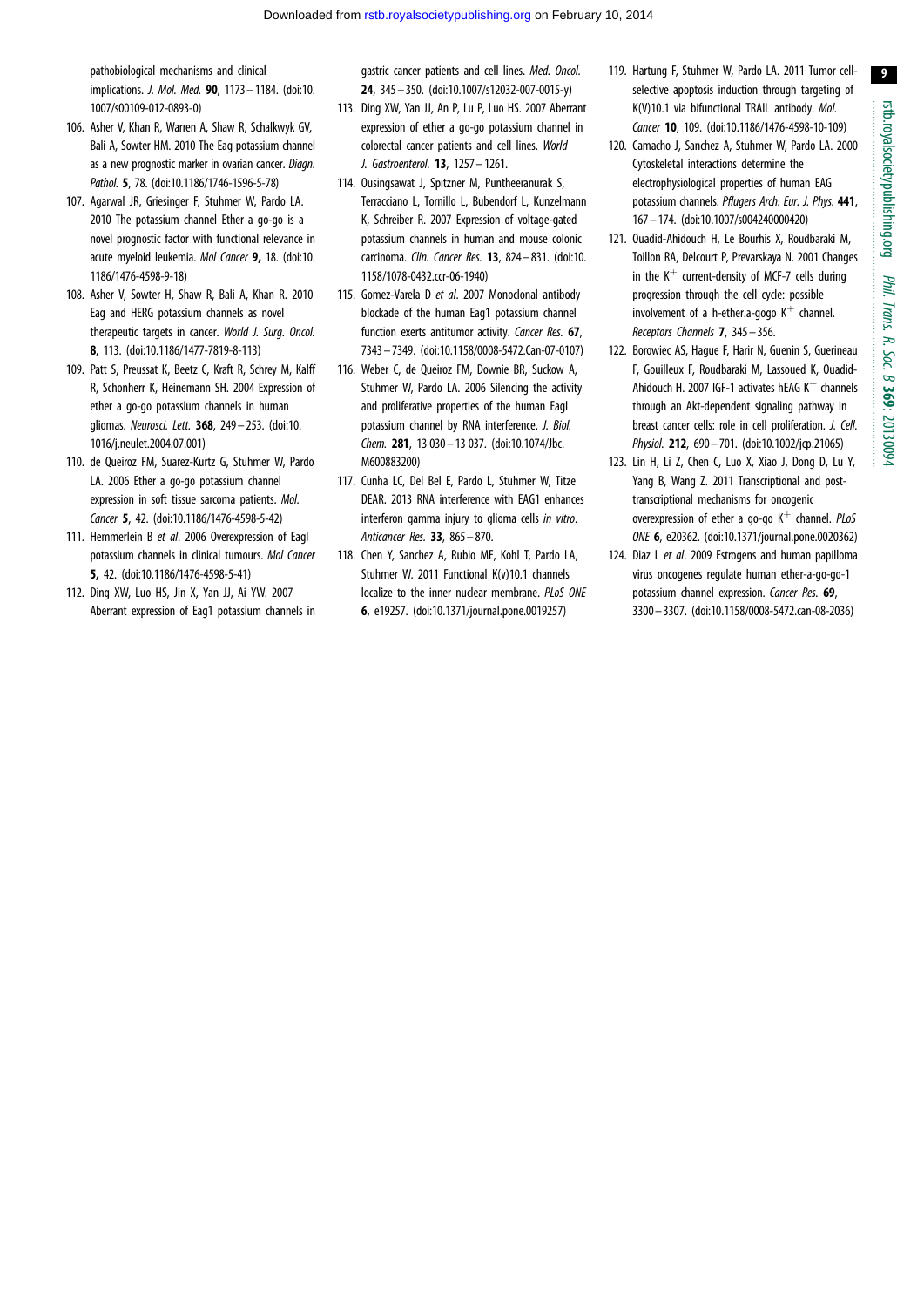pathobiological mechanisms and clinical implications. *J. Mol. Med.* **90**, 1173–1184. (doi:10.1007/s00109-012-0893-0)

106. Asher V, Khan R, Warren A, Shaw R, Schalkwyk GV, Bali A, Sowter HM. 2010 The Eag potassium channel as a new prognostic marker in ovarian cancer. *Diagn. Pathol.* **5**, 78. (doi:10.1186/1746-1596-5-78)
107. Agarwal JR, Griesinger F, Stuhmer W, Pardo LA. 2010 The potassium channel Ether a go-go is a novel prognostic factor with functional relevance in acute myeloid leukemia. *Mol Cancer* **9,** 18. (doi:10.1186/1476-4598-9-18)
108. Asher V, Sowter H, Shaw R, Bali A, Khan R. 2010 Eag and HERG potassium channels as novel therapeutic targets in cancer. *World J. Surg. Oncol.* **8**, 113. (doi:10.1186/1477-7819-8-113)
109. Patt S, Preussat K, Beetz C, Kraft R, Schrey M, Kalff R, Schonherr K, Heinemann SH. 2004 Expression of ether a go-go potassium channels in human gliomas. *Neurosci. Lett.* **368**, 249–253. (doi:10.1016/j.neulet.2004.07.001)
110. de Queiroz FM, Suarez-Kurtz G, Stuhmer W, Pardo LA. 2006 Ether a go-go potassium channel expression in soft tissue sarcoma patients. *Mol. Cancer* **5**, 42. (doi:10.1186/1476-4598-5-42)
111. Hemmerlein B *et al*. 2006 Overexpression of Eag1 potassium channels in clinical tumours. *Mol Cancer* **5,** 42. (doi:10.1186/1476-4598-5-41)
112. Ding XW, Luo HS, Jin X, Yan JJ, Ai YW. 2007 Aberrant expression of Eag1 potassium channels in gastric cancer patients and cell lines. *Med. Oncol.* **24**, 345–350. (doi:10.1007/s12032-007-0015-y)
113. Ding XW, Yan JJ, An P, Lu P, Luo HS. 2007 Aberrant expression of ether a go-go potassium channel in colorectal cancer patients and cell lines. *World J. Gastroenterol.* **13**, 1257–1261.
114. Ousingsawat J, Spitzner M, Puntheeranurak S, Terracciano L, Tornillo L, Bubendorf L, Kunzelmann K, Schreiber R. 2007 Expression of voltage-gated potassium channels in human and mouse colonic carcinoma. *Clin. Cancer Res.* **13**, 824–831. (doi:10.1158/1078-0432.ccr-06-1940)
115. Gomez-Varela D *et al*. 2007 Monoclonal antibody blockade of the human Eag1 potassium channel function exerts antitumor activity. *Cancer Res.* **67**, 7343–7349. (doi:10.1158/0008-5472.Can-07-0107)
116. Weber C, de Queiroz FM, Downie BR, Suckow A, Stuhmer W, Pardo LA. 2006 Silencing the activity and proliferative properties of the human EagI potassium channel by RNA interference. *J. Biol. Chem.* **281**, 13 030–13 037. (doi:10.1074/Jbc.M600883200)
117. Cunha LC, Del Bel E, Pardo L, Stuhmer W, Titze DEAR. 2013 RNA interference with EAG1 enhances interferon gamma injury to glioma cells *in vitro*. *Anticancer Res.* **33**, 865–870.
118. Chen Y, Sanchez A, Rubio ME, Kohl T, Pardo LA, Stuhmer W. 2011 Functional K(v)10.1 channels localize to the inner nuclear membrane. *PLoS ONE* **6**, e19257. (doi:10.1371/journal.pone.0019257)
119. Hartung F, Stuhmer W, Pardo LA. 2011 Tumor cell-selective apoptosis induction through targeting of K(V)10.1 via bifunctional TRAIL antibody. *Mol. Cancer* **10**, 109. (doi:10.1186/1476-4598-10-109)
120. Camacho J, Sanchez A, Stuhmer W, Pardo LA. 2000 Cytoskeletal interactions determine the electrophysiological properties of human EAG potassium channels. *Pflugers Arch. Eur. J. Phys.* **441**, 167–174. (doi:10.1007/s004240000420)
121. Ouadid-Ahidouch H, Le Bourhis X, Roudbaraki M, Toillon RA, Delcourt P, Prevarskaya N. 2001 Changes in the $K^+$ current-density of MCF-7 cells during progression through the cell cycle: possible involvement of a h-ether.a-gogo $K^+$ channel. *Receptors Channels* **7**, 345–356.
122. Borowiec AS, Hague F, Harir N, Guenin S, Guerineau F, Gouilleux F, Roudbaraki M, Lassoued K, Ouadid-Ahidouch H. 2007 IGF-1 activates hEAG $K^+$ channels through an Akt-dependent signaling pathway in breast cancer cells: role in cell proliferation. *J. Cell. Physiol.* **212**, 690–701. (doi:10.1002/jcp.21065)
123. Lin H, Li Z, Chen C, Luo X, Xiao J, Dong D, Lu Y, Yang B, Wang Z. 2011 Transcriptional and post-transcriptional mechanisms for oncogenic overexpression of ether a go-go $K^+$ channel. *PLoS ONE* **6**, e20362. (doi:10.1371/journal.pone.0020362)
124. Diaz L *et al*. 2009 Estrogens and human papilloma virus oncogenes regulate human ether-a-go-go-1 potassium channel expression. *Cancer Res.* **69**, 3300–3307. (doi:10.1158/0008-5472.can-08-2036)